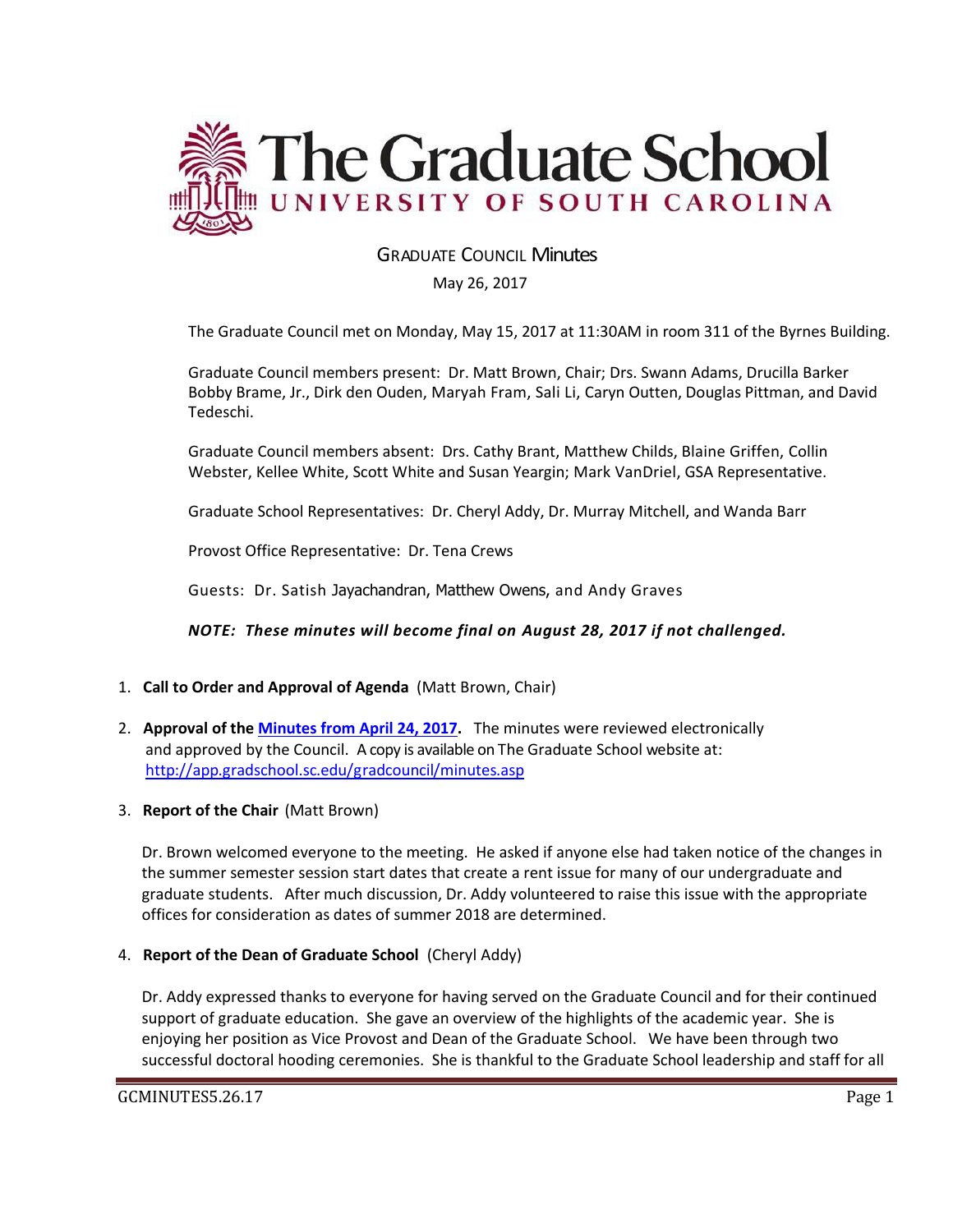# The Graduate School
## UNIVERSITY OF SOUTH CAROLINA

GRADUATE COUNCIL Minutes

May 26, 2017

The Graduate Council met on Monday, May 15, 2017 at 11:30AM in room 311 of the Byrnes Building.

Graduate Council members present: Dr. Matt Brown, Chair; Drs. Swann Adams, Drucilla Barker Bobby Brame, Jr., Dirk den Ouden, Maryah Fram, Sali Li, Caryn Outten, Douglas Pittman, and David Tedeschi.

Graduate Council members absent: Drs. Cathy Brant, Matthew Childs, Blaine Griffen, Collin Webster, Kellee White, Scott White and Susan Yeargin; Mark VanDriel, GSA Representative.

Graduate School Representatives: Dr. Cheryl Addy, Dr. Murray Mitchell, and Wanda Barr

Provost Office Representative: Dr. Tena Crews

Guests: Dr. Satish Jayachandran, Matthew Owens, and Andy Graves

***NOTE: These minutes will become final on August 28, 2017 if not challenged.***

1. **Call to Order and Approval of Agenda** (Matt Brown, Chair)

2. **Approval of the [Minutes from April 24, 2017](http://app.gradschool.sc.edu/gradcouncil/minutes.asp).** The minutes were reviewed electronically and approved by the Council. A copy is available on The Graduate School website at: [http://app.gradschool.sc.edu/gradcouncil/minutes.asp](http://app.gradschool.sc.edu/gradcouncil/minutes.asp)

3. **Report of the Chair** (Matt Brown)

   Dr. Brown welcomed everyone to the meeting. He asked if anyone else had taken notice of the changes in the summer semester session start dates that create a rent issue for many of our undergraduate and graduate students. After much discussion, Dr. Addy volunteered to raise this issue with the appropriate offices for consideration as dates of summer 2018 are determined.

4. **Report of the Dean of Graduate School** (Cheryl Addy)

   Dr. Addy expressed thanks to everyone for having served on the Graduate Council and for their continued support of graduate education. She gave an overview of the highlights of the academic year. She is enjoying her position as Vice Provost and Dean of the Graduate School. We have been through two successful doctoral hooding ceremonies. She is thankful to the Graduate School leadership and staff for all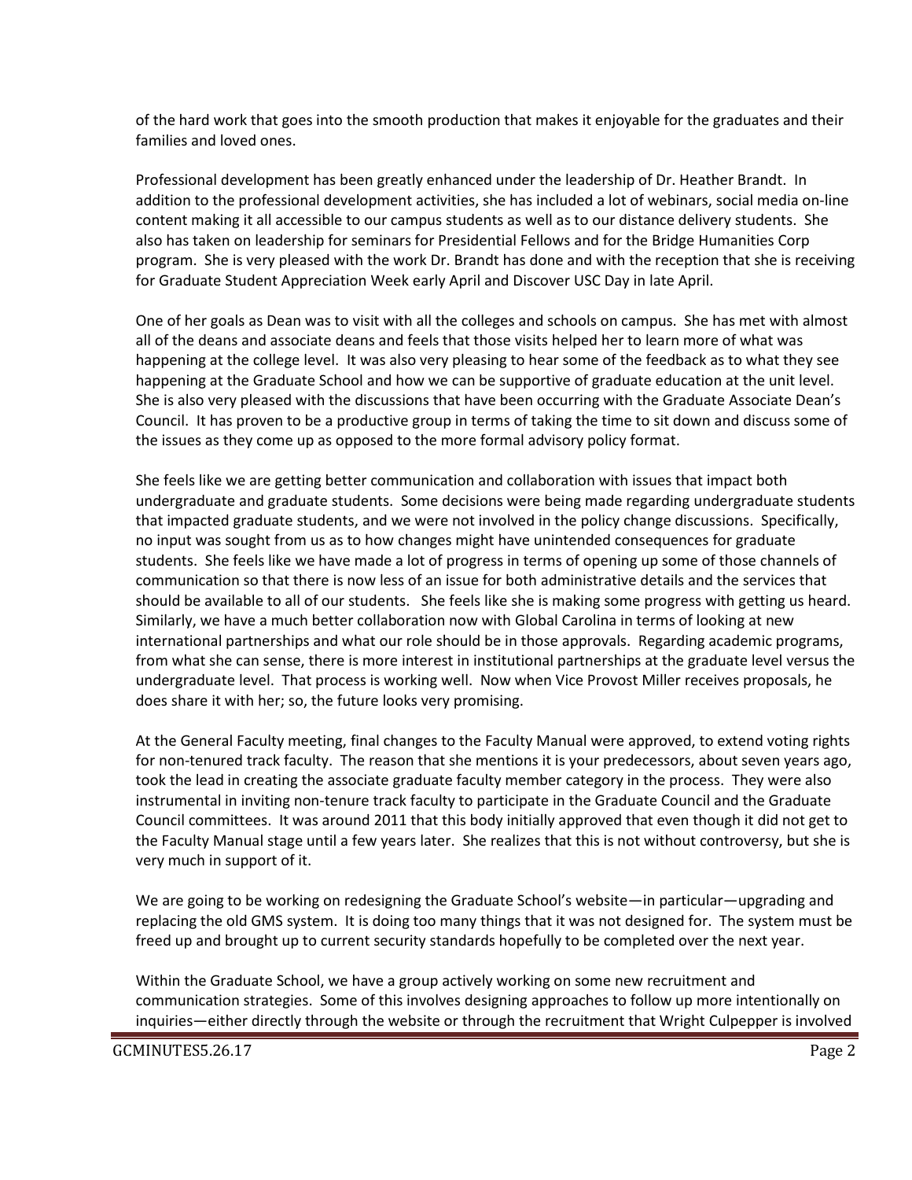of the hard work that goes into the smooth production that makes it enjoyable for the graduates and their families and loved ones.

Professional development has been greatly enhanced under the leadership of Dr. Heather Brandt. In addition to the professional development activities, she has included a lot of webinars, social media on-line content making it all accessible to our campus students as well as to our distance delivery students. She also has taken on leadership for seminars for Presidential Fellows and for the Bridge Humanities Corp program. She is very pleased with the work Dr. Brandt has done and with the reception that she is receiving for Graduate Student Appreciation Week early April and Discover USC Day in late April.

One of her goals as Dean was to visit with all the colleges and schools on campus. She has met with almost all of the deans and associate deans and feels that those visits helped her to learn more of what was happening at the college level. It was also very pleasing to hear some of the feedback as to what they see happening at the Graduate School and how we can be supportive of graduate education at the unit level. She is also very pleased with the discussions that have been occurring with the Graduate Associate Dean's Council. It has proven to be a productive group in terms of taking the time to sit down and discuss some of the issues as they come up as opposed to the more formal advisory policy format.

She feels like we are getting better communication and collaboration with issues that impact both undergraduate and graduate students. Some decisions were being made regarding undergraduate students that impacted graduate students, and we were not involved in the policy change discussions. Specifically, no input was sought from us as to how changes might have unintended consequences for graduate students. She feels like we have made a lot of progress in terms of opening up some of those channels of communication so that there is now less of an issue for both administrative details and the services that should be available to all of our students. She feels like she is making some progress with getting us heard. Similarly, we have a much better collaboration now with Global Carolina in terms of looking at new international partnerships and what our role should be in those approvals. Regarding academic programs, from what she can sense, there is more interest in institutional partnerships at the graduate level versus the undergraduate level. That process is working well. Now when Vice Provost Miller receives proposals, he does share it with her; so, the future looks very promising.

At the General Faculty meeting, final changes to the Faculty Manual were approved, to extend voting rights for non-tenured track faculty. The reason that she mentions it is your predecessors, about seven years ago, took the lead in creating the associate graduate faculty member category in the process. They were also instrumental in inviting non-tenure track faculty to participate in the Graduate Council and the Graduate Council committees. It was around 2011 that this body initially approved that even though it did not get to the Faculty Manual stage until a few years later. She realizes that this is not without controversy, but she is very much in support of it.

We are going to be working on redesigning the Graduate School's website—in particular—upgrading and replacing the old GMS system. It is doing too many things that it was not designed for. The system must be freed up and brought up to current security standards hopefully to be completed over the next year.

Within the Graduate School, we have a group actively working on some new recruitment and communication strategies. Some of this involves designing approaches to follow up more intentionally on inquiries—either directly through the website or through the recruitment that Wright Culpepper is involved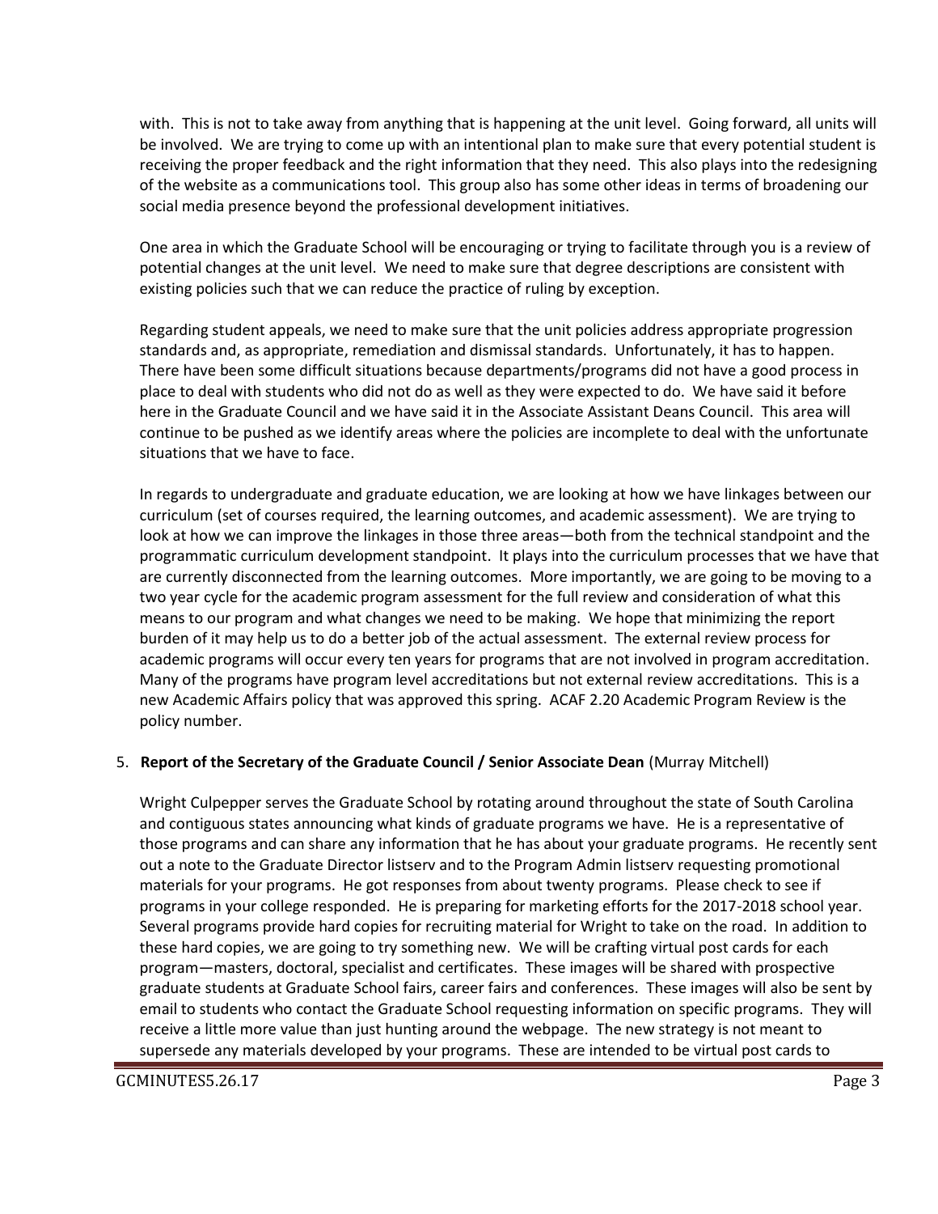with. This is not to take away from anything that is happening at the unit level. Going forward, all units will be involved. We are trying to come up with an intentional plan to make sure that every potential student is receiving the proper feedback and the right information that they need. This also plays into the redesigning of the website as a communications tool. This group also has some other ideas in terms of broadening our social media presence beyond the professional development initiatives.

One area in which the Graduate School will be encouraging or trying to facilitate through you is a review of potential changes at the unit level. We need to make sure that degree descriptions are consistent with existing policies such that we can reduce the practice of ruling by exception.

Regarding student appeals, we need to make sure that the unit policies address appropriate progression standards and, as appropriate, remediation and dismissal standards. Unfortunately, it has to happen. There have been some difficult situations because departments/programs did not have a good process in place to deal with students who did not do as well as they were expected to do. We have said it before here in the Graduate Council and we have said it in the Associate Assistant Deans Council. This area will continue to be pushed as we identify areas where the policies are incomplete to deal with the unfortunate situations that we have to face.

In regards to undergraduate and graduate education, we are looking at how we have linkages between our curriculum (set of courses required, the learning outcomes, and academic assessment). We are trying to look at how we can improve the linkages in those three areas—both from the technical standpoint and the programmatic curriculum development standpoint. It plays into the curriculum processes that we have that are currently disconnected from the learning outcomes. More importantly, we are going to be moving to a two year cycle for the academic program assessment for the full review and consideration of what this means to our program and what changes we need to be making. We hope that minimizing the report burden of it may help us to do a better job of the actual assessment. The external review process for academic programs will occur every ten years for programs that are not involved in program accreditation. Many of the programs have program level accreditations but not external review accreditations. This is a new Academic Affairs policy that was approved this spring. ACAF 2.20 Academic Program Review is the policy number.

5. **Report of the Secretary of the Graduate Council / Senior Associate Dean** (Murray Mitchell)

   Wright Culpepper serves the Graduate School by rotating around throughout the state of South Carolina and contiguous states announcing what kinds of graduate programs we have. He is a representative of those programs and can share any information that he has about your graduate programs. He recently sent out a note to the Graduate Director listserv and to the Program Admin listserv requesting promotional materials for your programs. He got responses from about twenty programs. Please check to see if programs in your college responded. He is preparing for marketing efforts for the 2017-2018 school year. Several programs provide hard copies for recruiting material for Wright to take on the road. In addition to these hard copies, we are going to try something new. We will be crafting virtual post cards for each program—masters, doctoral, specialist and certificates. These images will be shared with prospective graduate students at Graduate School fairs, career fairs and conferences. These images will also be sent by email to students who contact the Graduate School requesting information on specific programs. They will receive a little more value than just hunting around the webpage. The new strategy is not meant to supersede any materials developed by your programs. These are intended to be virtual post cards to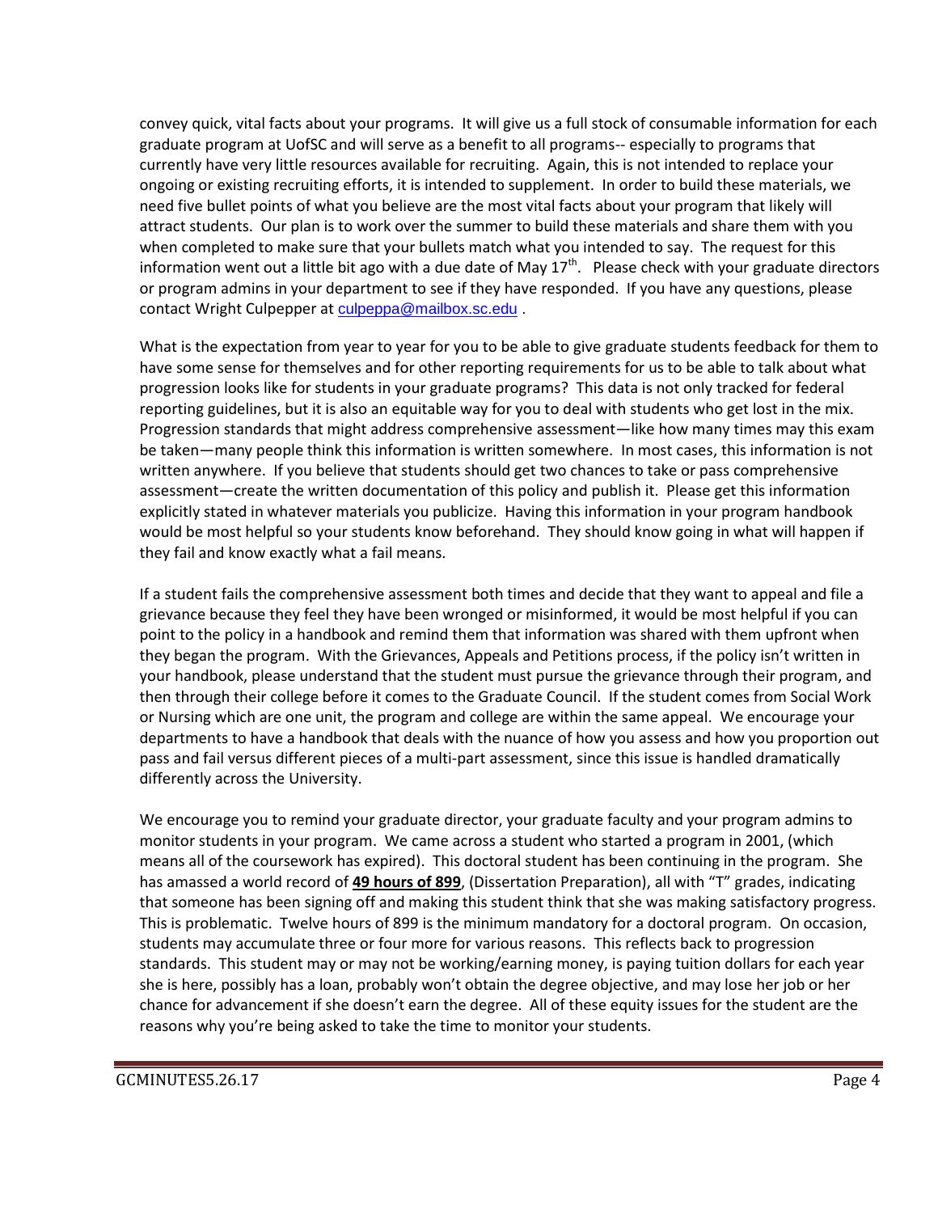convey quick, vital facts about your programs. It will give us a full stock of consumable information for each graduate program at UofSC and will serve as a benefit to all programs-- especially to programs that currently have very little resources available for recruiting. Again, this is not intended to replace your ongoing or existing recruiting efforts, it is intended to supplement. In order to build these materials, we need five bullet points of what you believe are the most vital facts about your program that likely will attract students. Our plan is to work over the summer to build these materials and share them with you when completed to make sure that your bullets match what you intended to say. The request for this information went out a little bit ago with a due date of May 17th. Please check with your graduate directors or program admins in your department to see if they have responded. If you have any questions, please contact Wright Culpepper at culpeppa@mailbox.sc.edu .

What is the expectation from year to year for you to be able to give graduate students feedback for them to have some sense for themselves and for other reporting requirements for us to be able to talk about what progression looks like for students in your graduate programs? This data is not only tracked for federal reporting guidelines, but it is also an equitable way for you to deal with students who get lost in the mix. Progression standards that might address comprehensive assessment—like how many times may this exam be taken—many people think this information is written somewhere. In most cases, this information is not written anywhere. If you believe that students should get two chances to take or pass comprehensive assessment—create the written documentation of this policy and publish it. Please get this information explicitly stated in whatever materials you publicize. Having this information in your program handbook would be most helpful so your students know beforehand. They should know going in what will happen if they fail and know exactly what a fail means.

If a student fails the comprehensive assessment both times and decide that they want to appeal and file a grievance because they feel they have been wronged or misinformed, it would be most helpful if you can point to the policy in a handbook and remind them that information was shared with them upfront when they began the program. With the Grievances, Appeals and Petitions process, if the policy isn't written in your handbook, please understand that the student must pursue the grievance through their program, and then through their college before it comes to the Graduate Council. If the student comes from Social Work or Nursing which are one unit, the program and college are within the same appeal. We encourage your departments to have a handbook that deals with the nuance of how you assess and how you proportion out pass and fail versus different pieces of a multi-part assessment, since this issue is handled dramatically differently across the University.

We encourage you to remind your graduate director, your graduate faculty and your program admins to monitor students in your program. We came across a student who started a program in 2001, (which means all of the coursework has expired). This doctoral student has been continuing in the program. She has amassed a world record of **49 hours of 899**, (Dissertation Preparation), all with "T" grades, indicating that someone has been signing off and making this student think that she was making satisfactory progress. This is problematic. Twelve hours of 899 is the minimum mandatory for a doctoral program. On occasion, students may accumulate three or four more for various reasons. This reflects back to progression standards. This student may or may not be working/earning money, is paying tuition dollars for each year she is here, possibly has a loan, probably won't obtain the degree objective, and may lose her job or her chance for advancement if she doesn't earn the degree. All of these equity issues for the student are the reasons why you're being asked to take the time to monitor your students.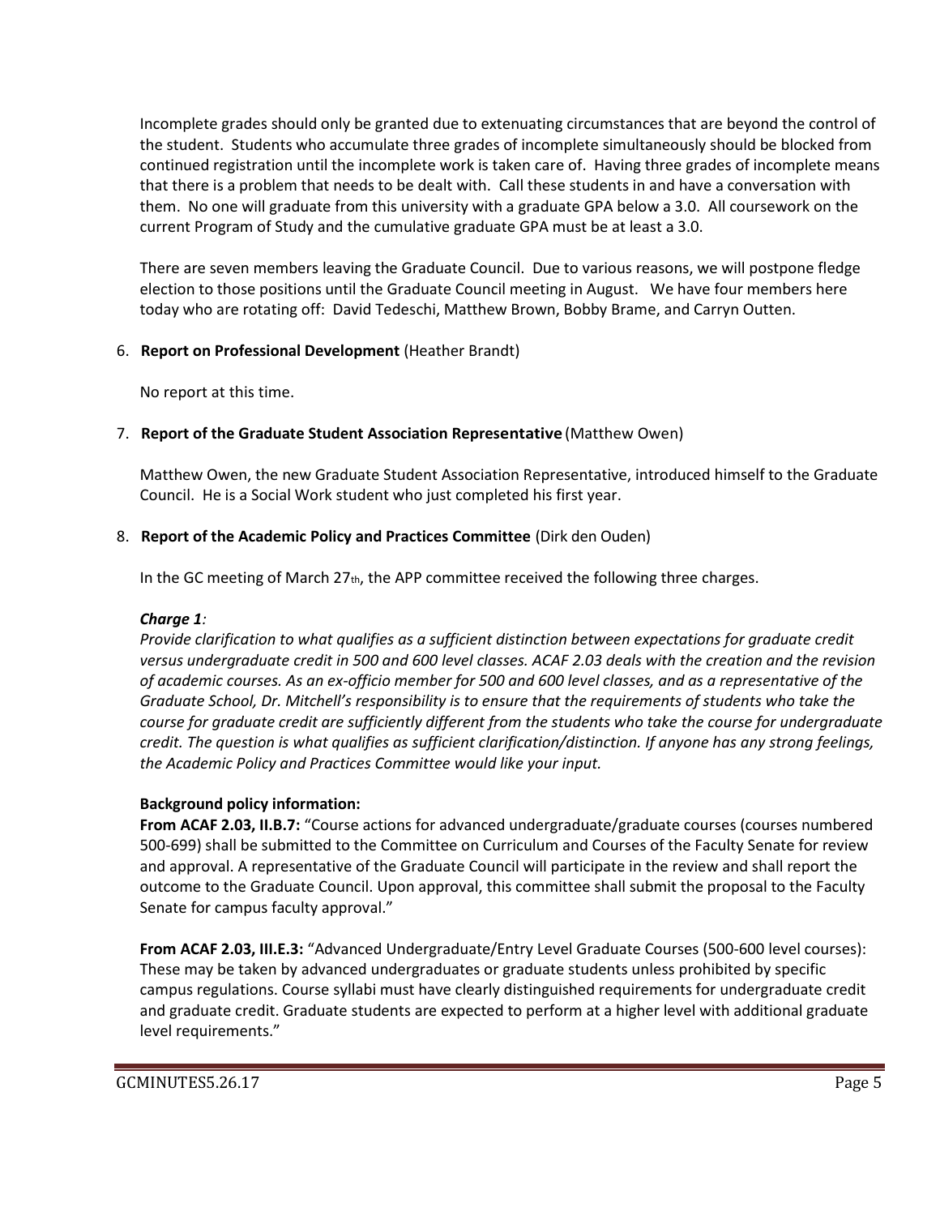Incomplete grades should only be granted due to extenuating circumstances that are beyond the control of the student. Students who accumulate three grades of incomplete simultaneously should be blocked from continued registration until the incomplete work is taken care of. Having three grades of incomplete means that there is a problem that needs to be dealt with. Call these students in and have a conversation with them. No one will graduate from this university with a graduate GPA below a 3.0. All coursework on the current Program of Study and the cumulative graduate GPA must be at least a 3.0.

There are seven members leaving the Graduate Council. Due to various reasons, we will postpone fledge election to those positions until the Graduate Council meeting in August. We have four members here today who are rotating off: David Tedeschi, Matthew Brown, Bobby Brame, and Carryn Outten.

6. **Report on Professional Development** (Heather Brandt)

   No report at this time.

7. **Report of the Graduate Student Association Representative** (Matthew Owen)

   Matthew Owen, the new Graduate Student Association Representative, introduced himself to the Graduate Council. He is a Social Work student who just completed his first year.

8. **Report of the Academic Policy and Practices Committee** (Dirk den Ouden)

   In the GC meeting of March 27th, the APP committee received the following three charges.

   ***Charge 1**:*
   *Provide clarification to what qualifies as a sufficient distinction between expectations for graduate credit versus undergraduate credit in 500 and 600 level classes. ACAF 2.03 deals with the creation and the revision of academic courses. As an ex-officio member for 500 and 600 level classes, and as a representative of the Graduate School, Dr. Mitchell's responsibility is to ensure that the requirements of students who take the course for graduate credit are sufficiently different from the students who take the course for undergraduate credit. The question is what qualifies as sufficient clarification/distinction. If anyone has any strong feelings, the Academic Policy and Practices Committee would like your input.*

   **Background policy information:**
   **From ACAF 2.03, II.B.7:** "Course actions for advanced undergraduate/graduate courses (courses numbered 500-699) shall be submitted to the Committee on Curriculum and Courses of the Faculty Senate for review and approval. A representative of the Graduate Council will participate in the review and shall report the outcome to the Graduate Council. Upon approval, this committee shall submit the proposal to the Faculty Senate for campus faculty approval."

   **From ACAF 2.03, III.E.3:** "Advanced Undergraduate/Entry Level Graduate Courses (500-600 level courses): These may be taken by advanced undergraduates or graduate students unless prohibited by specific campus regulations. Course syllabi must have clearly distinguished requirements for undergraduate credit and graduate credit. Graduate students are expected to perform at a higher level with additional graduate level requirements."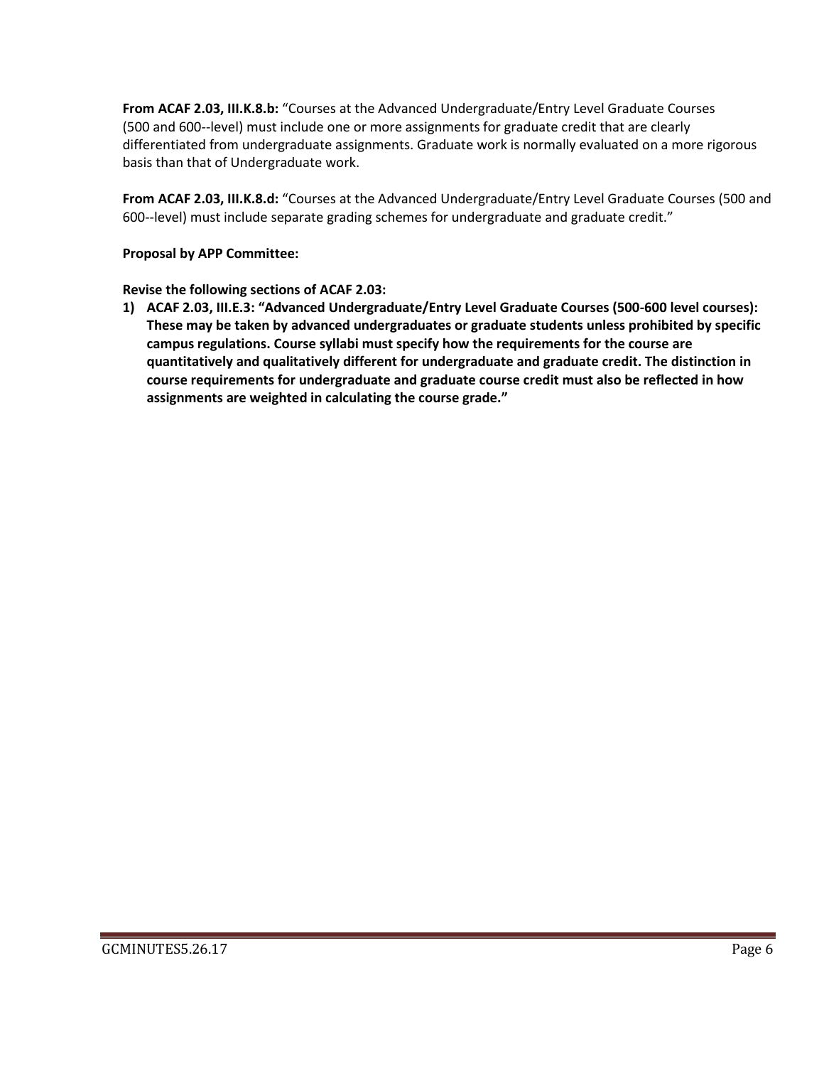**From ACAF 2.03, III.K.8.b:** "Courses at the Advanced Undergraduate/Entry Level Graduate Courses (500 and 600--level) must include one or more assignments for graduate credit that are clearly differentiated from undergraduate assignments. Graduate work is normally evaluated on a more rigorous basis than that of Undergraduate work.

**From ACAF 2.03, III.K.8.d:** "Courses at the Advanced Undergraduate/Entry Level Graduate Courses (500 and 600--level) must include separate grading schemes for undergraduate and graduate credit."

**Proposal by APP Committee:**

**Revise the following sections of ACAF 2.03:**

1) **ACAF 2.03, III.E.3: "Advanced Undergraduate/Entry Level Graduate Courses (500-600 level courses): These may be taken by advanced undergraduates or graduate students unless prohibited by specific campus regulations. Course syllabi must specify how the requirements for the course are quantitatively and qualitatively different for undergraduate and graduate credit. The distinction in course requirements for undergraduate and graduate course credit must also be reflected in how assignments are weighted in calculating the course grade."**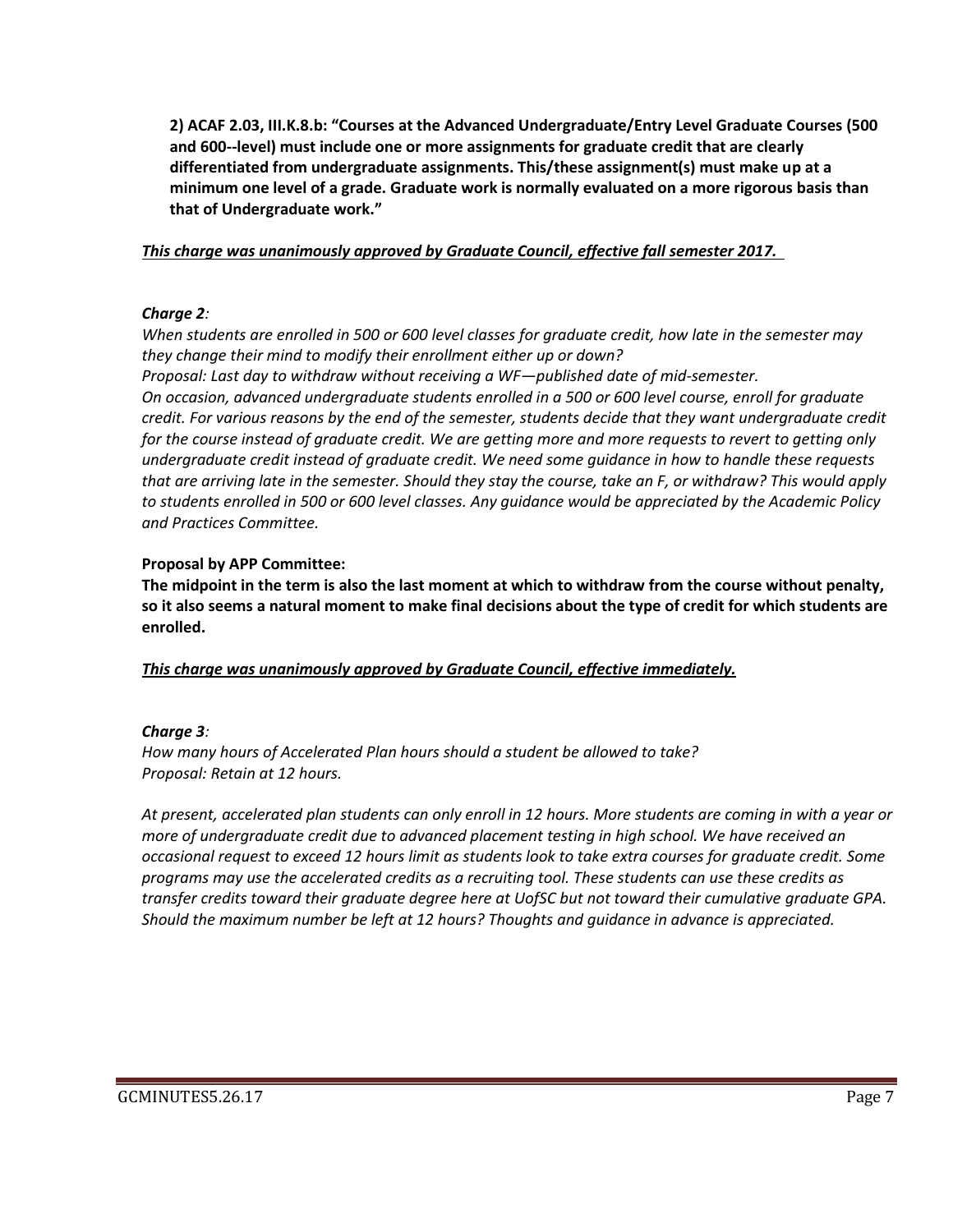**2) ACAF 2.03, III.K.8.b: "Courses at the Advanced Undergraduate/Entry Level Graduate Courses (500 and 600--level) must include one or more assignments for graduate credit that are clearly differentiated from undergraduate assignments. This/these assignment(s) must make up at a minimum one level of a grade. Graduate work is normally evaluated on a more rigorous basis than that of Undergraduate work."**

***This charge was unanimously approved by Graduate Council, effective fall semester 2017.***

***Charge 2**:*

*When students are enrolled in 500 or 600 level classes for graduate credit, how late in the semester may they change their mind to modify their enrollment either up or down?*

*Proposal: Last day to withdraw without receiving a WF—published date of mid-semester.*

*On occasion, advanced undergraduate students enrolled in a 500 or 600 level course, enroll for graduate credit. For various reasons by the end of the semester, students decide that they want undergraduate credit for the course instead of graduate credit. We are getting more and more requests to revert to getting only undergraduate credit instead of graduate credit. We need some guidance in how to handle these requests that are arriving late in the semester. Should they stay the course, take an F, or withdraw? This would apply to students enrolled in 500 or 600 level classes. Any guidance would be appreciated by the Academic Policy and Practices Committee.*

**Proposal by APP Committee:**

**The midpoint in the term is also the last moment at which to withdraw from the course without penalty, so it also seems a natural moment to make final decisions about the type of credit for which students are enrolled.**

***This charge was unanimously approved by Graduate Council, effective immediately.***

***Charge 3**:*

*How many hours of Accelerated Plan hours should a student be allowed to take?*

*Proposal: Retain at 12 hours.*

*At present, accelerated plan students can only enroll in 12 hours. More students are coming in with a year or more of undergraduate credit due to advanced placement testing in high school. We have received an occasional request to exceed 12 hours limit as students look to take extra courses for graduate credit. Some programs may use the accelerated credits as a recruiting tool. These students can use these credits as transfer credits toward their graduate degree here at UofSC but not toward their cumulative graduate GPA. Should the maximum number be left at 12 hours? Thoughts and guidance in advance is appreciated.*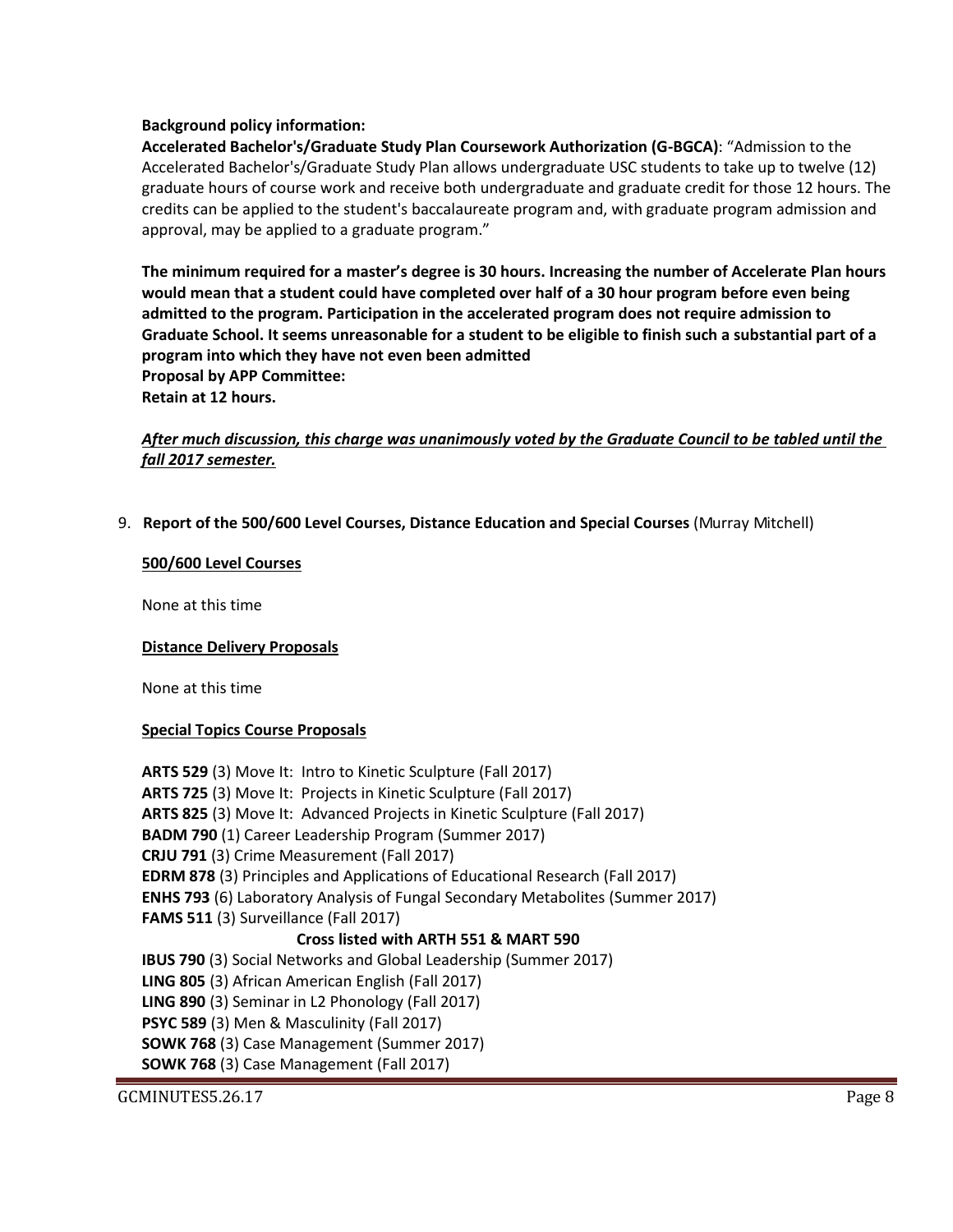**Background policy information:**

**Accelerated Bachelor's/Graduate Study Plan Coursework Authorization (G-BGCA)**: "Admission to the Accelerated Bachelor's/Graduate Study Plan allows undergraduate USC students to take up to twelve (12) graduate hours of course work and receive both undergraduate and graduate credit for those 12 hours. The credits can be applied to the student's baccalaureate program and, with graduate program admission and approval, may be applied to a graduate program."

**The minimum required for a master's degree is 30 hours. Increasing the number of Accelerate Plan hours would mean that a student could have completed over half of a 30 hour program before even being admitted to the program. Participation in the accelerated program does not require admission to Graduate School. It seems unreasonable for a student to be eligible to finish such a substantial part of a program into which they have not even been admitted**

**Proposal by APP Committee:**

**Retain at 12 hours.**

***After much discussion, this charge was unanimously voted by the Graduate Council to be tabled until the fall 2017 semester.***

9. **Report of the 500/600 Level Courses, Distance Education and Special Courses** (Murray Mitchell)

**500/600 Level Courses**

None at this time

**Distance Delivery Proposals**

None at this time

**Special Topics Course Proposals**

**ARTS 529** (3) Move It: Intro to Kinetic Sculpture (Fall 2017)
**ARTS 725** (3) Move It: Projects in Kinetic Sculpture (Fall 2017)
**ARTS 825** (3) Move It: Advanced Projects in Kinetic Sculpture (Fall 2017)
**BADM 790** (1) Career Leadership Program (Summer 2017)
**CRJU 791** (3) Crime Measurement (Fall 2017)
**EDRM 878** (3) Principles and Applications of Educational Research (Fall 2017)
**ENHS 793** (6) Laboratory Analysis of Fungal Secondary Metabolites (Summer 2017)
**FAMS 511** (3) Surveillance (Fall 2017)
**Cross listed with ARTH 551 & MART 590**
**IBUS 790** (3) Social Networks and Global Leadership (Summer 2017)
**LING 805** (3) African American English (Fall 2017)
**LING 890** (3) Seminar in L2 Phonology (Fall 2017)
**PSYC 589** (3) Men & Masculinity (Fall 2017)
**SOWK 768** (3) Case Management (Summer 2017)
**SOWK 768** (3) Case Management (Fall 2017)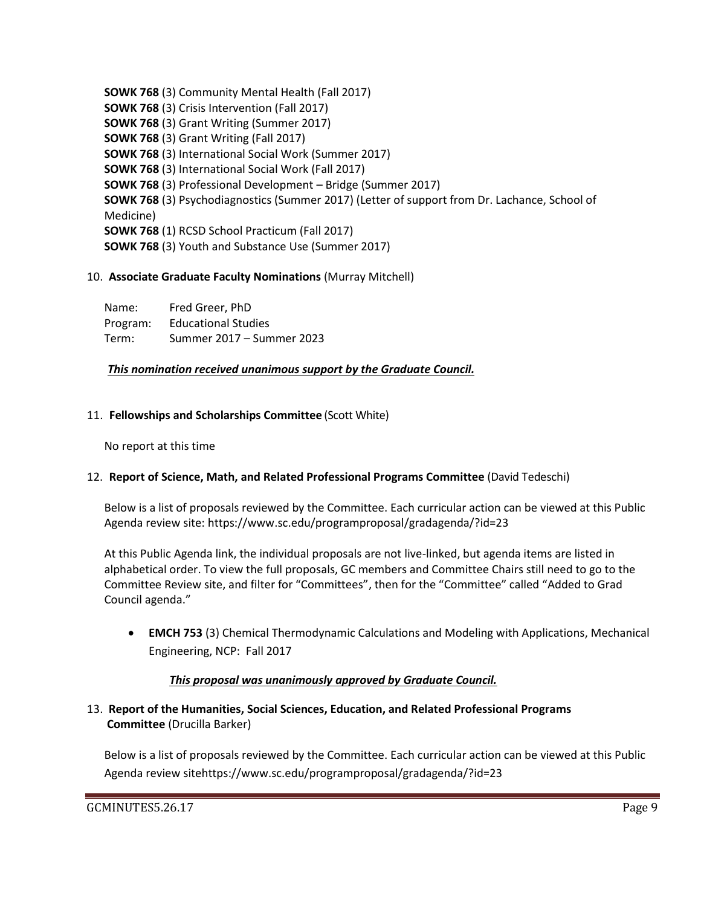**SOWK 768** (3) Community Mental Health (Fall 2017)
**SOWK 768** (3) Crisis Intervention (Fall 2017)
**SOWK 768** (3) Grant Writing (Summer 2017)
**SOWK 768** (3) Grant Writing (Fall 2017)
**SOWK 768** (3) International Social Work (Summer 2017)
**SOWK 768** (3) International Social Work (Fall 2017)
**SOWK 768** (3) Professional Development – Bridge (Summer 2017)
**SOWK 768** (3) Psychodiagnostics (Summer 2017) (Letter of support from Dr. Lachance, School of Medicine)
**SOWK 768** (1) RCSD School Practicum (Fall 2017)
**SOWK 768** (3) Youth and Substance Use (Summer 2017)

10. **Associate Graduate Faculty Nominations** (Murray Mitchell)

Name: Fred Greer, PhD
Program: Educational Studies
Term: Summer 2017 – Summer 2023

***This nomination received unanimous support by the Graduate Council.***

11. **Fellowships and Scholarships Committee** (Scott White)

No report at this time

12. **Report of Science, Math, and Related Professional Programs Committee** (David Tedeschi)

Below is a list of proposals reviewed by the Committee. Each curricular action can be viewed at this Public Agenda review site: https://www.sc.edu/programproposal/gradagenda/?id=23

At this Public Agenda link, the individual proposals are not live-linked, but agenda items are listed in alphabetical order. To view the full proposals, GC members and Committee Chairs still need to go to the Committee Review site, and filter for "Committees", then for the "Committee" called "Added to Grad Council agenda."

- **EMCH 753** (3) Chemical Thermodynamic Calculations and Modeling with Applications, Mechanical Engineering, NCP: Fall 2017

***This proposal was unanimously approved by Graduate Council.***

13. **Report of the Humanities, Social Sciences, Education, and Related Professional Programs Committee** (Drucilla Barker)

Below is a list of proposals reviewed by the Committee. Each curricular action can be viewed at this Public Agenda review sitehttps://www.sc.edu/programproposal/gradagenda/?id=23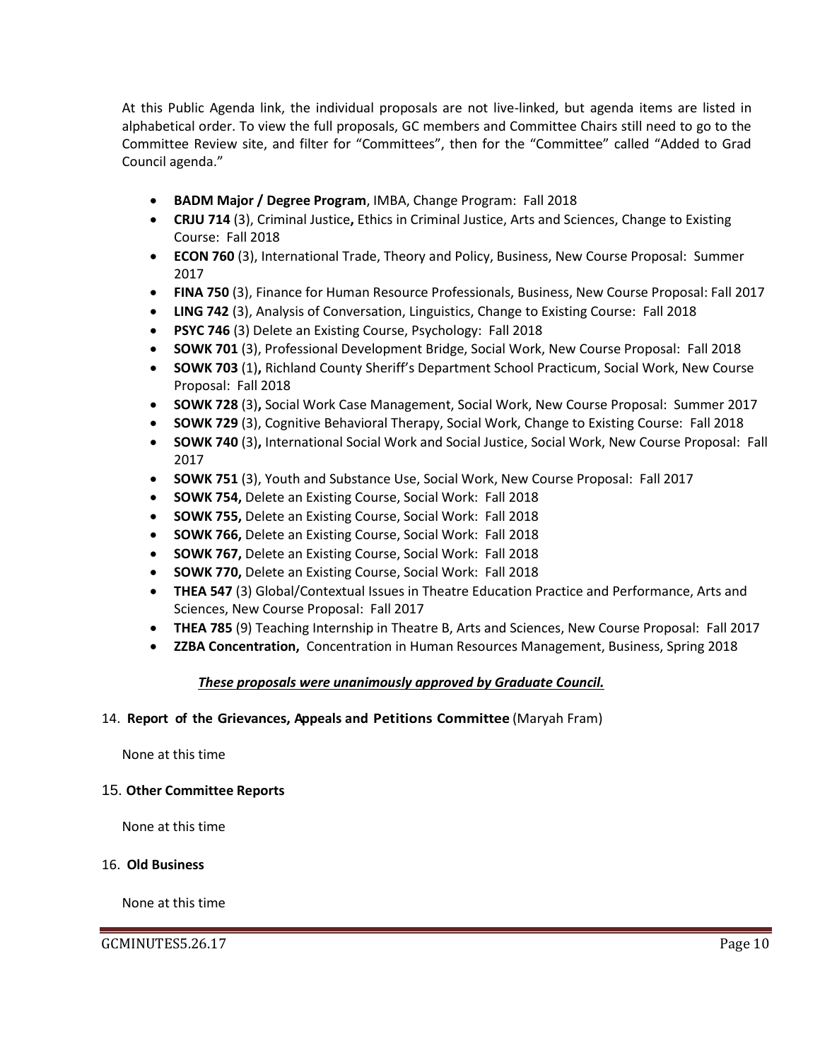At this Public Agenda link, the individual proposals are not live-linked, but agenda items are listed in alphabetical order. To view the full proposals, GC members and Committee Chairs still need to go to the Committee Review site, and filter for "Committees", then for the "Committee" called "Added to Grad Council agenda."

- **BADM Major / Degree Program**, IMBA, Change Program: Fall 2018
- **CRJU 714** (3), Criminal Justice**,** Ethics in Criminal Justice, Arts and Sciences, Change to Existing Course: Fall 2018
- **ECON 760** (3), International Trade, Theory and Policy, Business, New Course Proposal: Summer 2017
- **FINA 750** (3), Finance for Human Resource Professionals, Business, New Course Proposal: Fall 2017
- **LING 742** (3), Analysis of Conversation, Linguistics, Change to Existing Course: Fall 2018
- **PSYC 746** (3) Delete an Existing Course, Psychology: Fall 2018
- **SOWK 701** (3), Professional Development Bridge, Social Work, New Course Proposal: Fall 2018
- **SOWK 703** (1)**,** Richland County Sheriff's Department School Practicum, Social Work, New Course Proposal: Fall 2018
- **SOWK 728** (3)**,** Social Work Case Management, Social Work, New Course Proposal: Summer 2017
- **SOWK 729** (3), Cognitive Behavioral Therapy, Social Work, Change to Existing Course: Fall 2018
- **SOWK 740** (3)**,** International Social Work and Social Justice, Social Work, New Course Proposal: Fall 2017
- **SOWK 751** (3), Youth and Substance Use, Social Work, New Course Proposal: Fall 2017
- **SOWK 754,** Delete an Existing Course, Social Work: Fall 2018
- **SOWK 755,** Delete an Existing Course, Social Work: Fall 2018
- **SOWK 766,** Delete an Existing Course, Social Work: Fall 2018
- **SOWK 767,** Delete an Existing Course, Social Work: Fall 2018
- **SOWK 770,** Delete an Existing Course, Social Work: Fall 2018
- **THEA 547** (3) Global/Contextual Issues in Theatre Education Practice and Performance, Arts and Sciences, New Course Proposal: Fall 2017
- **THEA 785** (9) Teaching Internship in Theatre B, Arts and Sciences, New Course Proposal: Fall 2017
- **ZZBA Concentration,** Concentration in Human Resources Management, Business, Spring 2018

***<u>These proposals were unanimously approved by Graduate Council.</u>***

14. **Report of the Grievances, Appeals and Petitions Committee** (Maryah Fram)

None at this time

15. **Other Committee Reports**

None at this time

16. **Old Business**

None at this time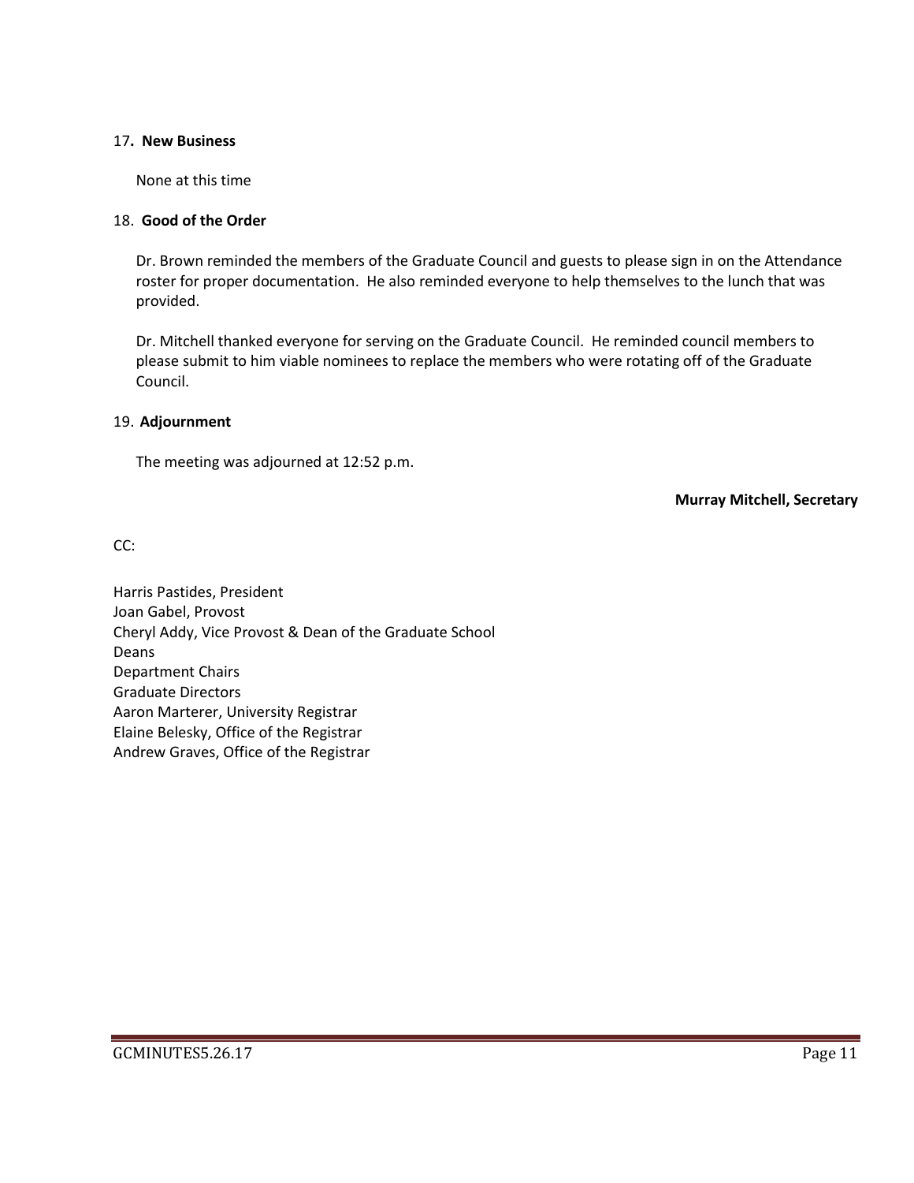17. **New Business**

None at this time

18. **Good of the Order**

Dr. Brown reminded the members of the Graduate Council and guests to please sign in on the Attendance roster for proper documentation. He also reminded everyone to help themselves to the lunch that was provided.

Dr. Mitchell thanked everyone for serving on the Graduate Council. He reminded council members to please submit to him viable nominees to replace the members who were rotating off of the Graduate Council.

19. **Adjournment**

The meeting was adjourned at 12:52 p.m.

**Murray Mitchell, Secretary**

CC:

Harris Pastides, President
Joan Gabel, Provost
Cheryl Addy, Vice Provost & Dean of the Graduate School
Deans
Department Chairs
Graduate Directors
Aaron Marterer, University Registrar
Elaine Belesky, Office of the Registrar
Andrew Graves, Office of the Registrar